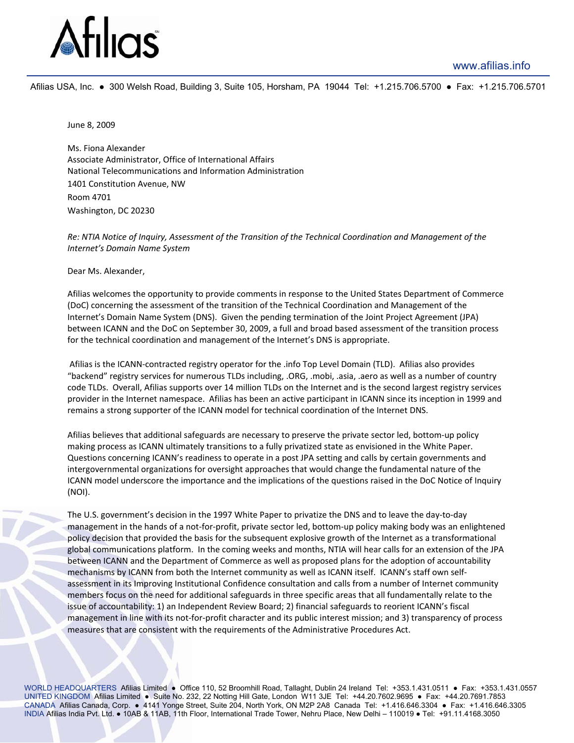Afilias

www.afilias.info

Afilias USA, Inc. ● 300 Welsh Road, Building 3, Suite 105, Horsham, PA 19044 Tel: +1.215.706.5700 ● Fax: +1.215.706.5701

June 8, 2009

Ms. Fiona Alexander
Associate Administrator, Office of International Affairs
National Telecommunications and Information Administration
1401 Constitution Avenue, NW
Room 4701
Washington, DC 20230

*Re: NTIA Notice of Inquiry, Assessment of the Transition of the Technical Coordination and Management of the Internet's Domain Name System*

Dear Ms. Alexander,

Afilias welcomes the opportunity to provide comments in response to the United States Department of Commerce (DoC) concerning the assessment of the transition of the Technical Coordination and Management of the Internet's Domain Name System (DNS). Given the pending termination of the Joint Project Agreement (JPA) between ICANN and the DoC on September 30, 2009, a full and broad based assessment of the transition process for the technical coordination and management of the Internet's DNS is appropriate.

Afilias is the ICANN-contracted registry operator for the .info Top Level Domain (TLD). Afilias also provides "backend" registry services for numerous TLDs including, .ORG, .mobi, .asia, .aero as well as a number of country code TLDs. Overall, Afilias supports over 14 million TLDs on the Internet and is the second largest registry services provider in the Internet namespace. Afilias has been an active participant in ICANN since its inception in 1999 and remains a strong supporter of the ICANN model for technical coordination of the Internet DNS.

Afilias believes that additional safeguards are necessary to preserve the private sector led, bottom-up policy making process as ICANN ultimately transitions to a fully privatized state as envisioned in the White Paper. Questions concerning ICANN's readiness to operate in a post JPA setting and calls by certain governments and intergovernmental organizations for oversight approaches that would change the fundamental nature of the ICANN model underscore the importance and the implications of the questions raised in the DoC Notice of Inquiry (NOI).

The U.S. government's decision in the 1997 White Paper to privatize the DNS and to leave the day-to-day management in the hands of a not-for-profit, private sector led, bottom-up policy making body was an enlightened policy decision that provided the basis for the subsequent explosive growth of the Internet as a transformational global communications platform. In the coming weeks and months, NTIA will hear calls for an extension of the JPA between ICANN and the Department of Commerce as well as proposed plans for the adoption of accountability mechanisms by ICANN from both the Internet community as well as ICANN itself. ICANN's staff own self-assessment in its Improving Institutional Confidence consultation and calls from a number of Internet community members focus on the need for additional safeguards in three specific areas that all fundamentally relate to the issue of accountability: 1) an Independent Review Board; 2) financial safeguards to reorient ICANN's fiscal management in line with its not-for-profit character and its public interest mission; and 3) transparency of process measures that are consistent with the requirements of the Administrative Procedures Act.

WORLD HEADQUARTERS Afilias Limited ● Office 110, 52 Broomhill Road, Tallaght, Dublin 24 Ireland Tel: +353.1.431.0511 ● Fax: +353.1.431.0557
UNITED KINGDOM Afilias Limited ● Suite No. 232, 22 Notting Hill Gate, London W11 3JE Tel: +44.20.7602.9695 ● Fax: +44.20.7691.7853
CANADA Afilias Canada, Corp. ● 4141 Yonge Street, Suite 204, North York, ON M2P 2A8 Canada Tel: +1.416.646.3304 ● Fax: +1.416.646.3305
INDIA Afilias India Pvt. Ltd. ● 10AB & 11AB, 11th Floor, International Trade Tower, Nehru Place, New Delhi – 110019 ● Tel: +91.11.4168.3050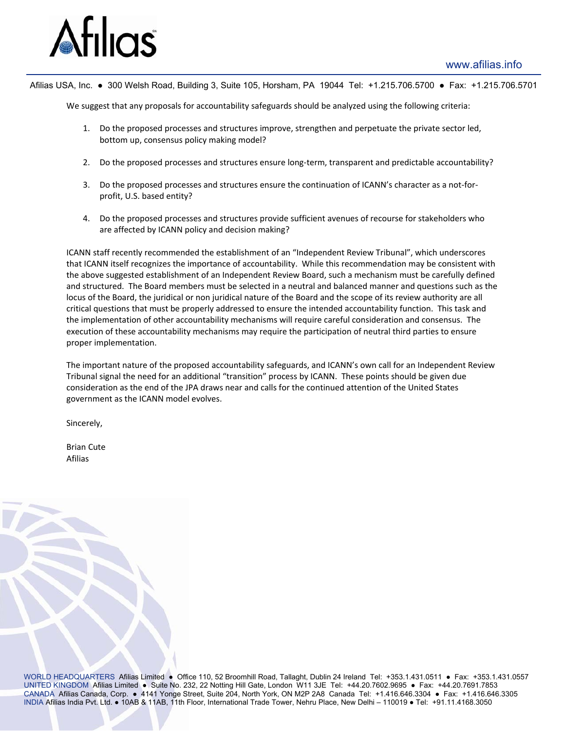We suggest that any proposals for accountability safeguards should be analyzed using the following criteria:

1. Do the proposed processes and structures improve, strengthen and perpetuate the private sector led, bottom up, consensus policy making model?
2. Do the proposed processes and structures ensure long-term, transparent and predictable accountability?
3. Do the proposed processes and structures ensure the continuation of ICANN's character as a not-for-profit, U.S. based entity?
4. Do the proposed processes and structures provide sufficient avenues of recourse for stakeholders who are affected by ICANN policy and decision making?

ICANN staff recently recommended the establishment of an "Independent Review Tribunal", which underscores that ICANN itself recognizes the importance of accountability. While this recommendation may be consistent with the above suggested establishment of an Independent Review Board, such a mechanism must be carefully defined and structured. The Board members must be selected in a neutral and balanced manner and questions such as the locus of the Board, the juridical or non juridical nature of the Board and the scope of its review authority are all critical questions that must be properly addressed to ensure the intended accountability function. This task and the implementation of other accountability mechanisms will require careful consideration and consensus. The execution of these accountability mechanisms may require the participation of neutral third parties to ensure proper implementation.

The important nature of the proposed accountability safeguards, and ICANN's own call for an Independent Review Tribunal signal the need for an additional "transition" process by ICANN. These points should be given due consideration as the end of the JPA draws near and calls for the continued attention of the United States government as the ICANN model evolves.

Sincerely,

Brian Cute
Afilias